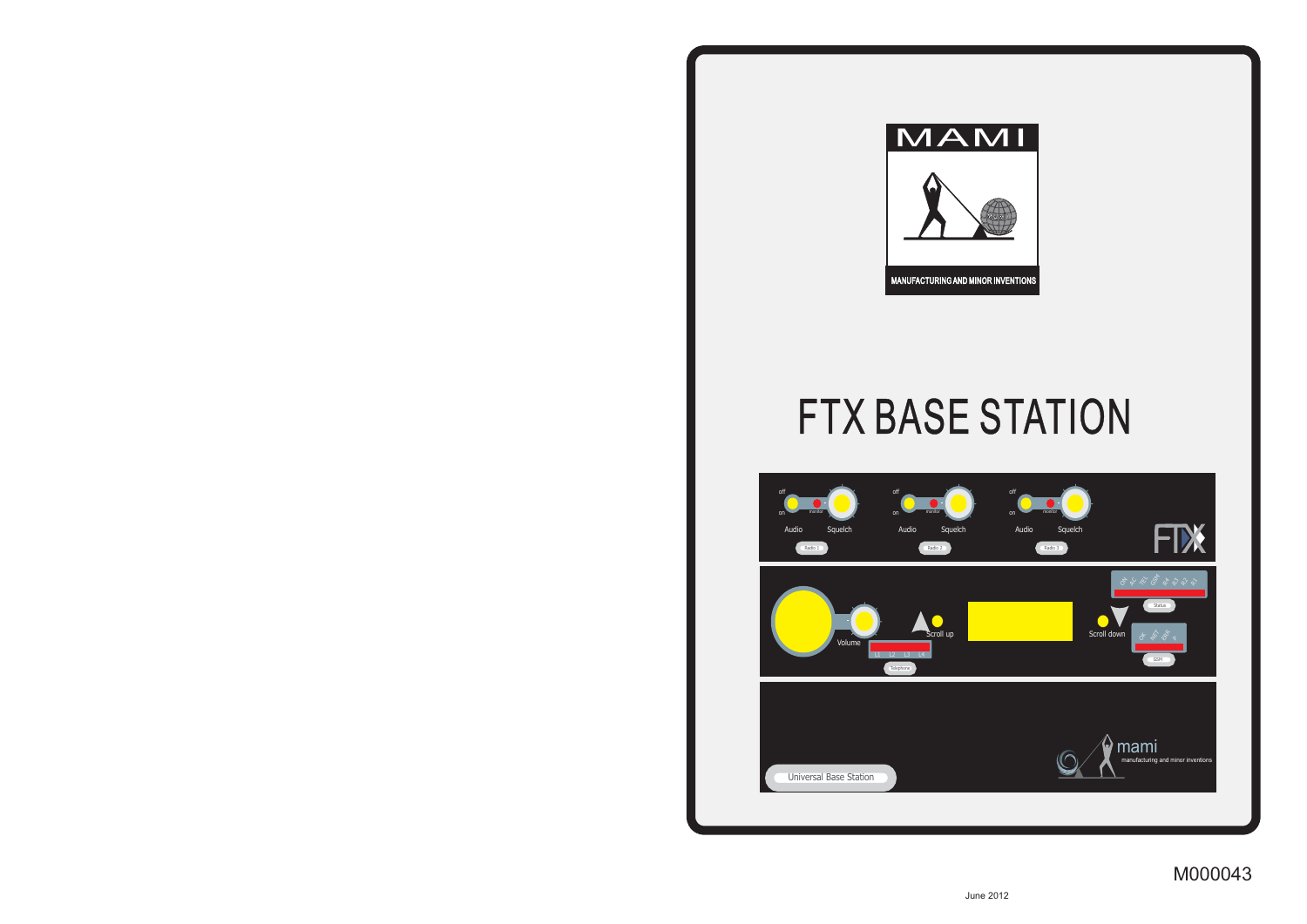MAMI

MANUFACTURING AND MINOR INVENTIONS

# FTX BASE STATION

M000043

June 2012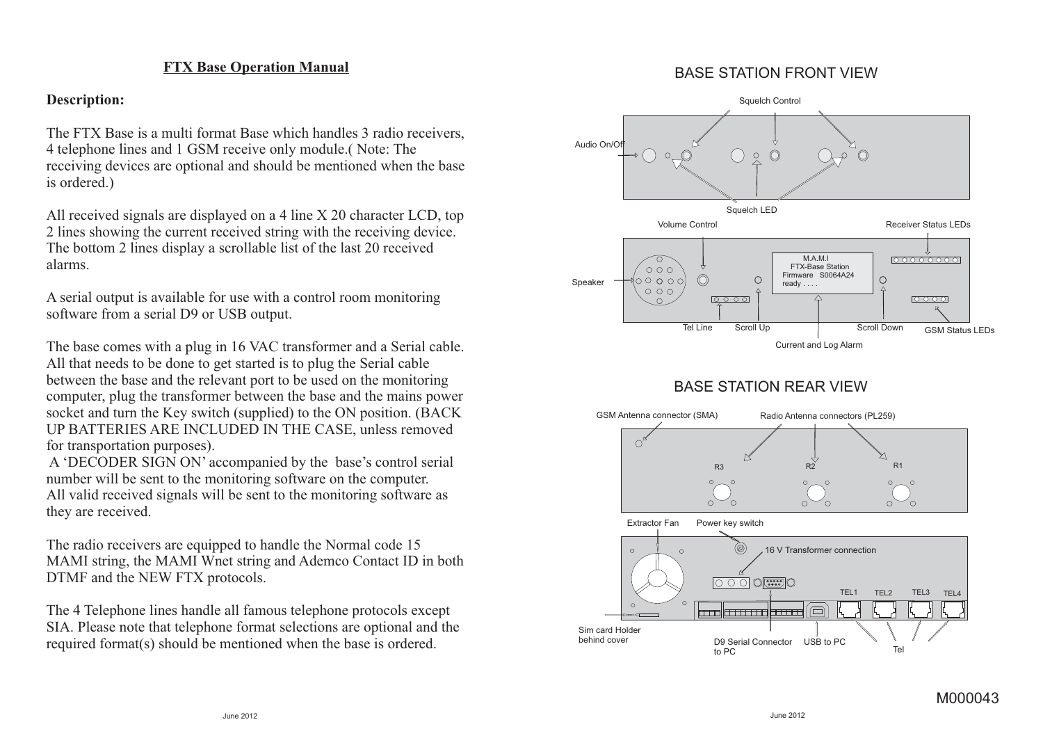# FTX Base Operation Manual

## Description:

The FTX Base is a multi format Base which handles 3 radio receivers, 4 telephone lines and 1 GSM receive only module.( Note: The receiving devices are optional and should be mentioned when the base is ordered.)

All received signals are displayed on a 4 line X 20 character LCD, top 2 lines showing the current received string with the receiving device. The bottom 2 lines display a scrollable list of the last 20 received alarms.

A serial output is available for use with a control room monitoring software from a serial D9 or USB output.

The base comes with a plug in 16 VAC transformer and a Serial cable. All that needs to be done to get started is to plug the Serial cable between the base and the relevant port to be used on the monitoring computer, plug the transformer between the base and the mains power socket and turn the Key switch (supplied) to the ON position. (BACK UP BATTERIES ARE INCLUDED IN THE CASE, unless removed for transportation purposes).

A 'DECODER SIGN ON' accompanied by the base's control serial number will be sent to the monitoring software on the computer. All valid received signals will be sent to the monitoring software as they are received.

The radio receivers are equipped to handle the Normal code 15 MAMI string, the MAMI Wnet string and Ademco Contact ID in both DTMF and the NEW FTX protocols.

The 4 Telephone lines handle all famous telephone protocols except SIA. Please note that telephone format selections are optional and the required format(s) should be mentioned when the base is ordered.

## BASE STATION FRONT VIEW

Squelch Control

Audio On/Off

Squelch LED

Volume Control

Receiver Status LEDs

Speaker

M.A.M.I
FTX-Base Station
Firmware S0064A24
ready . . . .

Tel Line

Scroll Up

Scroll Down

GSM Status LEDs

Current and Log Alarm

## BASE STATION REAR VIEW

GSM Antenna connector (SMA)

Radio Antenna connectors (PL259)

R3 R2 R1

Extractor Fan

Power key switch

16 V Transformer connection

TEL1 TEL2 TEL3 TEL4

Sim card Holder behind cover

D9 Serial Connector to PC

USB to PC

Tel

M000043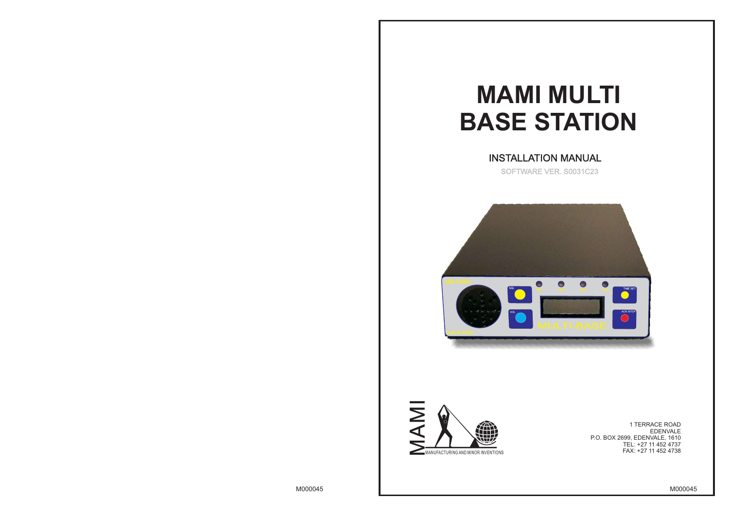# MAMI MULTI BASE STATION

## INSTALLATION MANUAL

SOFTWARE VER. S0031C23

MAMI
MANUFACTURING AND MINOR INVENTIONS

1 TERRACE ROAD
EDENVALE
P.O. BOX 2699, EDENVALE, 1610
TEL: +27 11 452 4737
FAX: +27 11 452 4738

M000045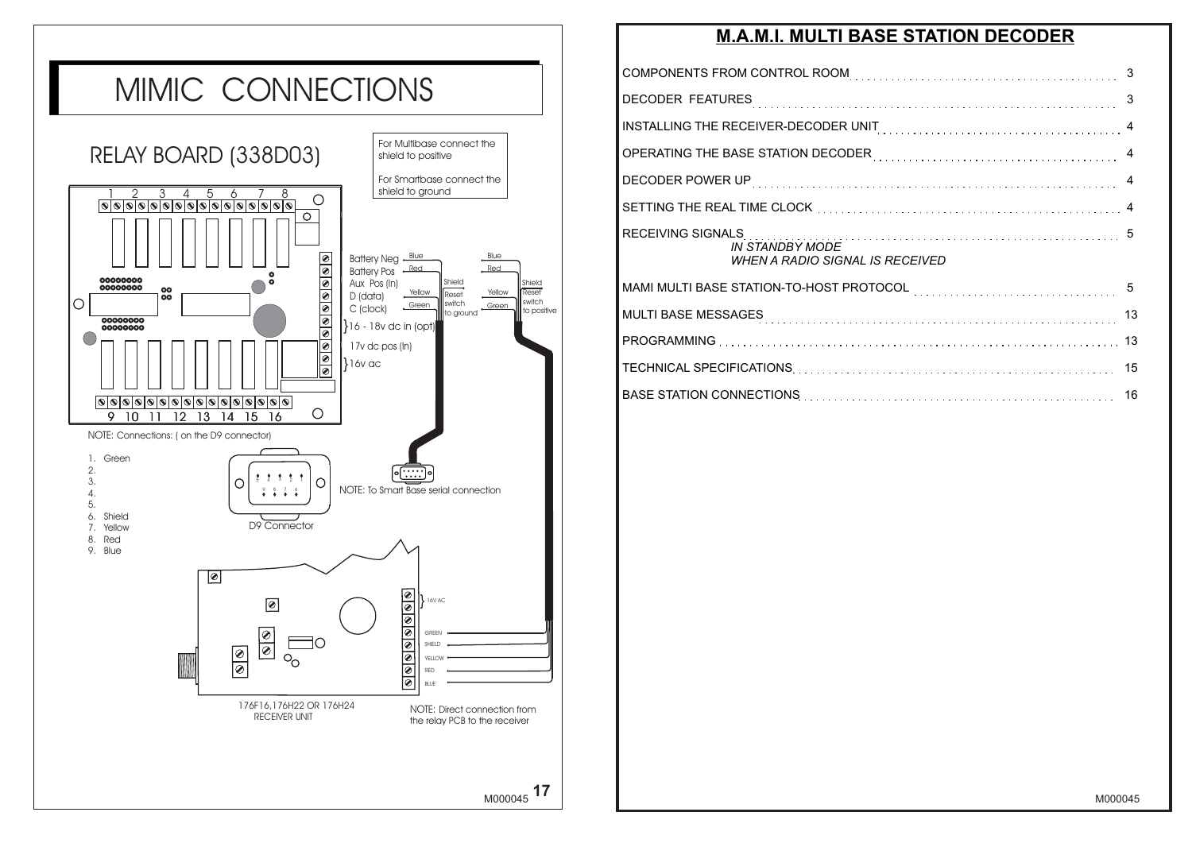# MIMIC CONNECTIONS

## RELAY BOARD (338D03)

For Multibase connect the shield to positive

For Smartbase connect the shield to ground

Battery Neg — Blue

Battery Pos — Red

Aux Pos (In) — Shield

D (data) — Yellow

C (clock) — Green

Reset switch to ground

Reset switch to positive

16 - 18v dc in (opt)

17v dc pos (In)

16v ac

NOTE: Connections: ( on the D9 connector)

1. Green
2.
3.
4.
5.
6. Shield
7. Yellow
8. Red
9. Blue

D9 Connector

NOTE: To Smart Base serial connection

16V AC

GREEN

SHIELD

YELLOW

RED

BLUE

176F16,176H22 OR 176H24 RECEIVER UNIT

NOTE: Direct connection from the relay PCB to the receiver

# M.A.M.I. MULTI BASE STATION DECODER

| | |
|---|---|
| COMPONENTS FROM CONTROL ROOM | 3 |
| DECODER FEATURES | 3 |
| INSTALLING THE RECEIVER-DECODER UNIT | 4 |
| OPERATING THE BASE STATION DECODER | 4 |
| DECODER POWER UP | 4 |
| SETTING THE REAL TIME CLOCK | 4 |
| RECEIVING SIGNALS<br>*IN STANDBY MODE*<br>*WHEN A RADIO SIGNAL IS RECEIVED* | 5 |
| MAMI MULTI BASE STATION-TO-HOST PROTOCOL | 5 |
| MULTI BASE MESSAGES | 13 |
| PROGRAMMING | 13 |
| TECHNICAL SPECIFICATIONS | 15 |
| BASE STATION CONNECTIONS | 16 |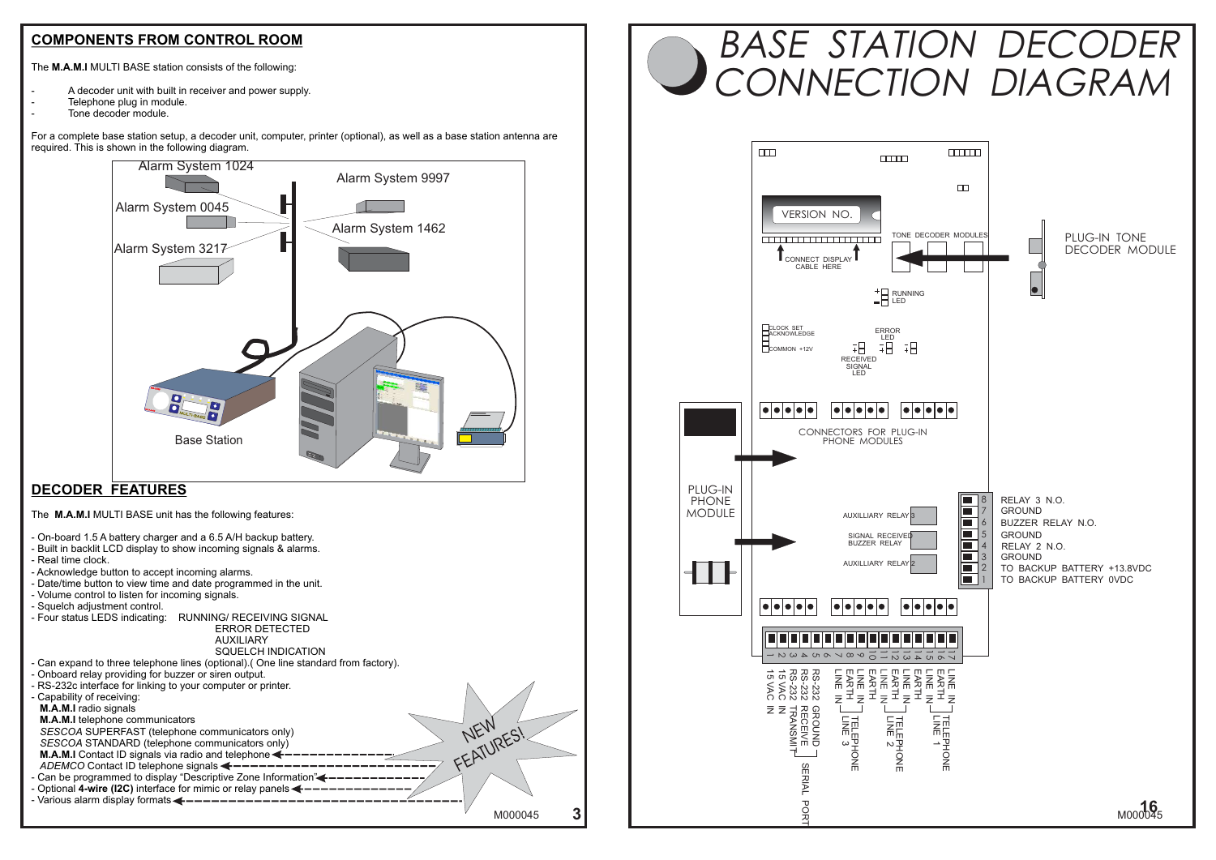## COMPONENTS FROM CONTROL ROOM

The **M.A.M.I** MULTI BASE station consists of the following:

- A decoder unit with built in receiver and power supply.
- Telephone plug in module.
- Tone decoder module.

For a complete base station setup, a decoder unit, computer, printer (optional), as well as a base station antenna are required. This is shown in the following diagram.

Alarm System 1024
Alarm System 9997
Alarm System 0045
Alarm System 1462
Alarm System 3217
Base Station

## DECODER FEATURES

The **M.A.M.I** MULTI BASE unit has the following features:

- On-board 1.5 A battery charger and a 6.5 A/H backup battery.
- Built in backlit LCD display to show incoming signals & alarms.
- Real time clock.
- Acknowledge button to accept incoming alarms.
- Date/time button to view time and date programmed in the unit.
- Volume control to listen for incoming signals.
- Squelch adjustment control.
- Four status LEDS indicating: RUNNING/ RECEIVING SIGNAL, ERROR DETECTED, AUXILIARY, SQUELCH INDICATION
- Can expand to three telephone lines (optional).( One line standard from factory).
- Onboard relay providing for buzzer or siren output.
- RS-232c interface for linking to your computer or printer.
- Capability of receiving:
  - **M.A.M.I** radio signals
  - **M.A.M.I** telephone communicators
  - *SESCOA* SUPERFAST (telephone communicators only)
  - *SESCOA* STANDARD (telephone communicators only)
  - **M.A.M.I** Contact ID signals via radio and telephone
  - *ADEMCO* Contact ID telephone signals
- Can be programmed to display "Descriptive Zone Information"
- Optional **4-wire (I2C)** interface for mimic or relay panels
- Various alarm display formats

NEW FEATURES!

M000045

# BASE STATION DECODER CONNECTION DIAGRAM

VERSION NO.
CONNECT DISPLAY CABLE HERE
TONE DECODER MODULES
PLUG-IN TONE DECODER MODULE
RUNNING LED
CLOCK SET
ACKNOWLEDGE
COMMON +12V
ERROR LED
RECEIVED SIGNAL LED
CONNECTORS FOR PLUG-IN PHONE MODULES
PLUG-IN PHONE MODULE
AUXILLIARY RELAY 3
SIGNAL RECEIVED BUZZER RELAY
AUXILLIARY RELAY 2

| Terminal | Function |
|---|---|
| 8 | RELAY 3 N.O. |
| 7 | GROUND |
| 6 | BUZZER RELAY N.O. |
| 5 | GROUND |
| 4 | RELAY 2 N.O. |
| 3 | GROUND |
| 2 | TO BACKUP BATTERY +13.8VDC |
| 1 | TO BACKUP BATTERY 0VDC |

| Terminal | Function | Group |
|---|---|---|
| 1 | 15 VAC IN | |
| 2 | 15 VAC IN | |
| 3 | RS-232 TRANSMIT | SERIAL PORT |
| 4 | RS-232 RECEIVE | SERIAL PORT |
| 5 | RS-232 GROUND | SERIAL PORT |
| 6 | LINE IN | TELEPHONE LINE 3 |
| 7 | EARTH | TELEPHONE LINE 3 |
| 8 | LINE IN | TELEPHONE LINE 3 |
| 9 | LINE IN | |
| 10 | EARTH | TELEPHONE LINE 2 |
| 11 | LINE IN | TELEPHONE LINE 2 |
| 12 | EARTH | TELEPHONE LINE 2 |
| 13 | LINE IN | |
| 14 | EARTH | TELEPHONE LINE 1 |
| 15 | LINE IN | TELEPHONE LINE 1 |
| 16 | EARTH | TELEPHONE LINE 1 |
| 17 | LINE IN | TELEPHONE LINE 1 |

M000045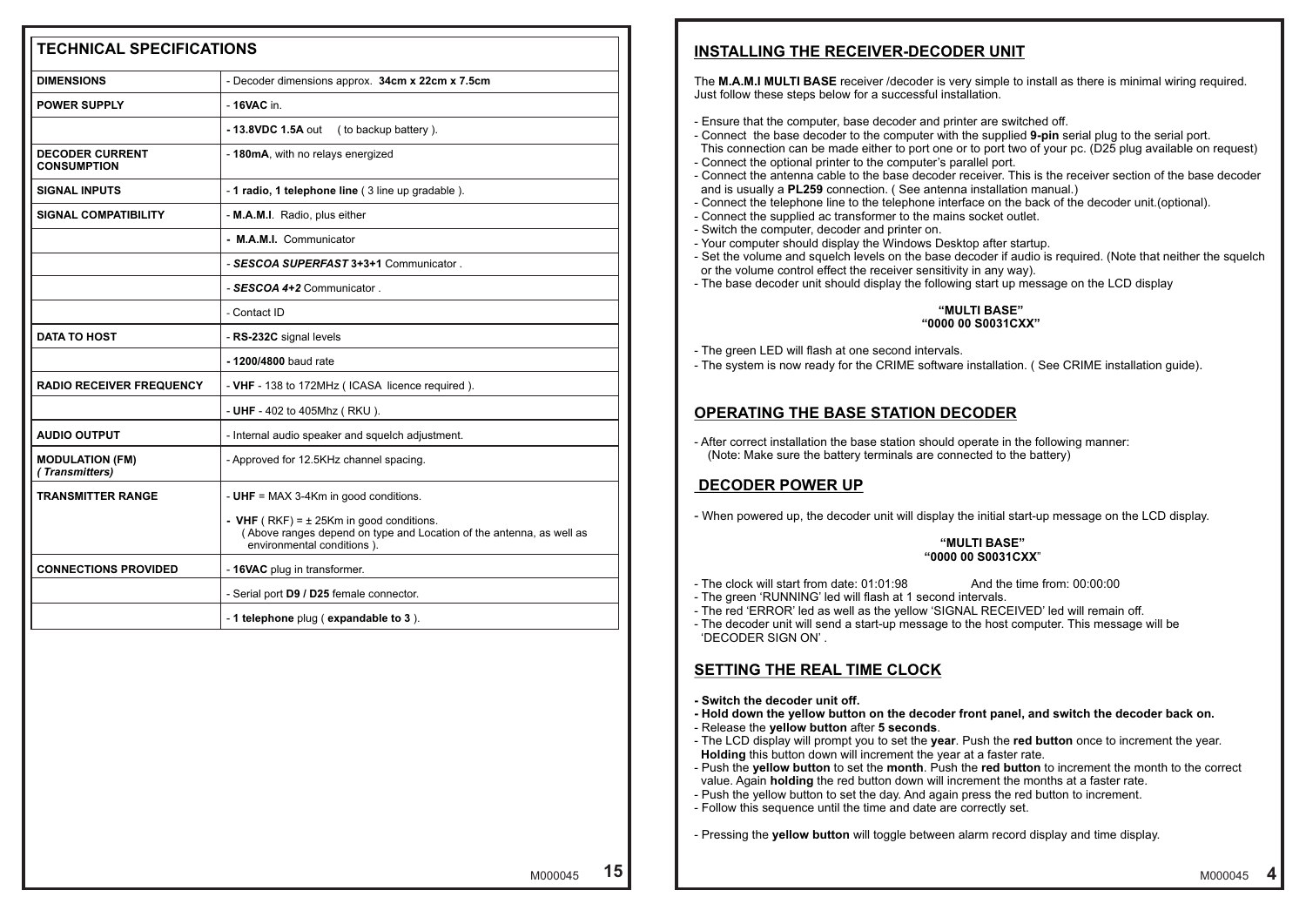## TECHNICAL SPECIFICATIONS

| | |
|---|---|
| **DIMENSIONS** | - Decoder dimensions approx. **34cm x 22cm x 7.5cm** |
| **POWER SUPPLY** | - **16VAC** in. |
| | **- 13.8VDC 1.5A** out ( to backup battery ). |
| **DECODER CURRENT CONSUMPTION** | - **180mA**, with no relays energized |
| **SIGNAL INPUTS** | - **1 radio, 1 telephone line** ( 3 line up gradable ). |
| **SIGNAL COMPATIBILITY** | - **M.A.M.I**. Radio, plus either |
| | - **M.A.M.I.** Communicator |
| | - ***SESCOA SUPERFAST* 3+3+1** Communicator . |
| | - ***SESCOA 4+2*** Communicator . |
| | - Contact ID |
| **DATA TO HOST** | - **RS-232C** signal levels |
| | **- 1200/4800** baud rate |
| **RADIO RECEIVER FREQUENCY** | - **VHF** - 138 to 172MHz ( ICASA licence required ). |
| | - **UHF** - 402 to 405Mhz ( RKU ). |
| **AUDIO OUTPUT** | - Internal audio speaker and squelch adjustment. |
| **MODULATION (FM)** ***( Transmitters)*** | - Approved for 12.5KHz channel spacing. |
| **TRANSMITTER RANGE** | - **UHF** = MAX 3-4Km in good conditions. - **VHF** ( RKF) = ± 25Km in good conditions. ( Above ranges depend on type and Location of the antenna, as well as environmental conditions ). |
| **CONNECTIONS PROVIDED** | - **16VAC** plug in transformer. |
| | - Serial port **D9 / D25** female connector. |
| | - **1 telephone** plug ( **expandable to 3** ). |

## INSTALLING THE RECEIVER-DECODER UNIT

The **M.A.M.I MULTI BASE** receiver /decoder is very simple to install as there is minimal wiring required. Just follow these steps below for a successful installation.

- Ensure that the computer, base decoder and printer are switched off.
- Connect the base decoder to the computer with the supplied **9-pin** serial plug to the serial port. This connection can be made either to port one or to port two of your pc. (D25 plug available on request)
- Connect the optional printer to the computer's parallel port.
- Connect the antenna cable to the base decoder receiver. This is the receiver section of the base decoder and is usually a **PL259** connection. ( See antenna installation manual.)
- Connect the telephone line to the telephone interface on the back of the decoder unit.(optional).
- Connect the supplied ac transformer to the mains socket outlet.
- Switch the computer, decoder and printer on.
- Your computer should display the Windows Desktop after startup.
- Set the volume and squelch levels on the base decoder if audio is required. (Note that neither the squelch or the volume control effect the receiver sensitivity in any way).
- The base decoder unit should display the following start up message on the LCD display

**"MULTI BASE"**
**"0000 00 S0031CXX"**

- The green LED will flash at one second intervals.
- The system is now ready for the CRIME software installation. ( See CRIME installation guide).

## OPERATING THE BASE STATION DECODER

- After correct installation the base station should operate in the following manner:
  (Note: Make sure the battery terminals are connected to the battery)

## DECODER POWER UP

- When powered up, the decoder unit will display the initial start-up message on the LCD display.

**"MULTI BASE"**
**"0000 00 S0031CXX"**

- The clock will start from date: 01:01:98 And the time from: 00:00:00
- The green 'RUNNING' led will flash at 1 second intervals.
- The red 'ERROR' led as well as the yellow 'SIGNAL RECEIVED' led will remain off.
- The decoder unit will send a start-up message to the host computer. This message will be 'DECODER SIGN ON' .

## SETTING THE REAL TIME CLOCK

- **Switch the decoder unit off.**
- **Hold down the yellow button on the decoder front panel, and switch the decoder back on.**
- Release the **yellow button** after **5 seconds**.
- The LCD display will prompt you to set the **year**. Push the **red button** once to increment the year. **Holding** this button down will increment the year at a faster rate.
- Push the **yellow button** to set the **month**. Push the **red button** to increment the month to the correct value. Again **holding** the red button down will increment the months at a faster rate.
- Push the yellow button to set the day. And again press the red button to increment.
- Follow this sequence until the time and date are correctly set.

- Pressing the **yellow button** will toggle between alarm record display and time display.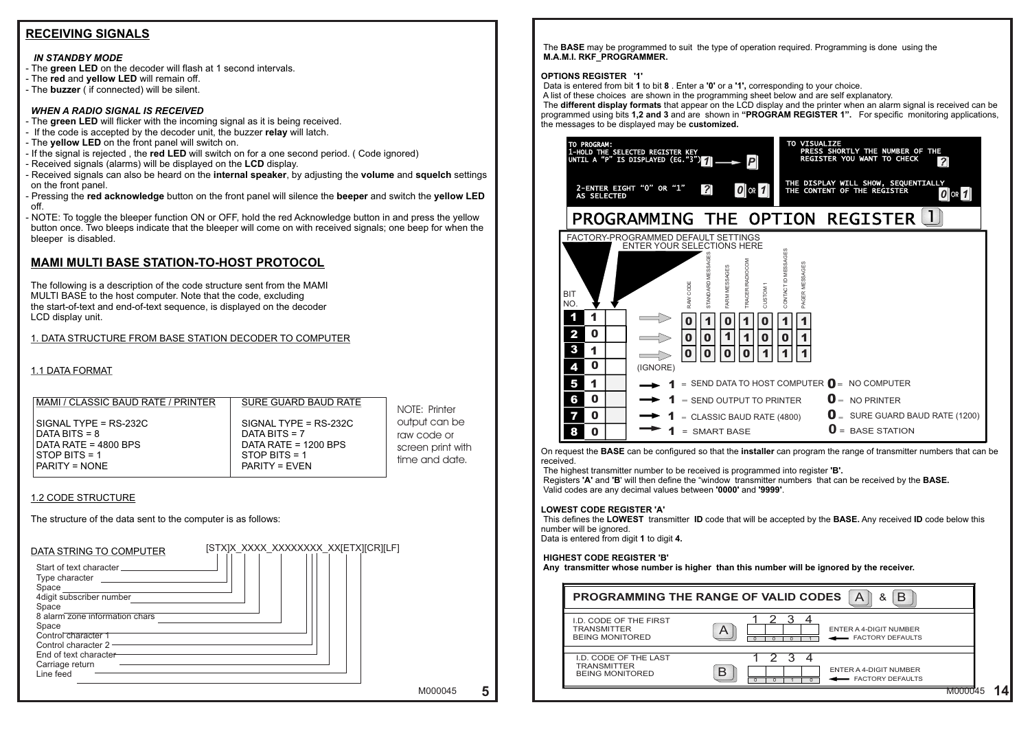## RECEIVING SIGNALS

***IN STANDBY MODE***

- The **green LED** on the decoder will flash at 1 second intervals.
- The **red** and **yellow LED** will remain off.
- The **buzzer** ( if connected) will be silent.

***WHEN A RADIO SIGNAL IS RECEIVED***

- The **green LED** will flicker with the incoming signal as it is being received.
- If the code is accepted by the decoder unit, the buzzer **relay** will latch.
- The **yellow LED** on the front panel will switch on.
- If the signal is rejected , the **red LED** will switch on for a one second period. ( Code ignored)
- Received signals (alarms) will be displayed on the **LCD** display.
- Received signals can also be heard on the **internal speaker**, by adjusting the **volume** and **squelch** settings on the front panel.
- Pressing the **red acknowledge** button on the front panel will silence the **beeper** and switch the **yellow LED** off.
- NOTE: To toggle the bleeper function ON or OFF, hold the red Acknowledge button in and press the yellow button once. Two bleeps indicate that the bleeper will come on with received signals; one beep for when the bleeper is disabled.

## MAMI MULTI BASE STATION-TO-HOST PROTOCOL

The following is a description of the code structure sent from the MAMI MULTI BASE to the host computer. Note that the code, excluding the start-of-text and end-of-text sequence, is displayed on the decoder LCD display unit.

1. DATA STRUCTURE FROM BASE STATION DECODER TO COMPUTER

1.1 DATA FORMAT

| MAMI / CLASSIC BAUD RATE / PRINTER | SURE GUARD BAUD RATE |
|---|---|
| SIGNAL TYPE = RS-232C | SIGNAL TYPE = RS-232C |
| DATA BITS = 8 | DATA BITS = 7 |
| DATA RATE = 4800 BPS | DATA RATE = 1200 BPS |
| STOP BITS = 1 | STOP BITS = 1 |
| PARITY = NONE | PARITY = EVEN |

NOTE: Printer output can be raw code or screen print with time and date.

1.2 CODE STRUCTURE

The structure of the data sent to the computer is as follows:

DATA STRING TO COMPUTER [STX]X_XXXX_XXXXXXXX_XX[ETX][CR][LF]

- Start of text character
- Type character
- Space
- 4digit subscriber number
- Space
- 8 alarm zone information chars
- Space
- Control character 1
- Control character 2
- End of text character
- Carriage return
- Line feed

The **BASE** may be programmed to suit the type of operation required. Programming is done using the **M.A.M.I. RKF_PROGRAMMER.**

**OPTIONS REGISTER '1'**

Data is entered from bit **1** to bit **8** . Enter a **'0'** or a **'1',** corresponding to your choice.
A list of these choices are shown in the programming sheet below and are self explanatory.
The **different display formats** that appear on the LCD display and the printer when an alarm signal is received can be programmed using bits **1,2 and 3** and are shown in **"PROGRAM REGISTER 1".** For specific monitoring applications, the messages to be displayed may be **customized.**

TO PROGRAM:
1-HOLD THE SELECTED REGISTER KEY UNTIL A "P" IS DISPLAYED (EG."3") 1 → P
2-ENTER EIGHT "0" OR "1" AS SELECTED ? 0 OR 1

TO VISUALIZE
PRESS SHORTLY THE NUMBER OF THE REGISTER YOU WANT TO CHECK ?
THE DISPLAY WILL SHOW, SEQUENTIALLY THE CONTENT OF THE REGISTER 0 OR 1

### PROGRAMMING THE OPTION REGISTER 1

FACTORY-PROGRAMMED DEFAULT SETTINGS
ENTER YOUR SELECTIONS HERE

| BIT NO. | Default | Selection | RAW CODE | STANDARD MESSAGES | FARM MESSAGES | TRACER/RADIOCOM | CUSTOM 1 | CONTACT ID MESSAGES | PAGER MESSAGES |
|---|---|---|---|---|---|---|---|---|---|
| 1 | 1 | | 0 | 1 | 0 | 1 | 0 | 1 | 1 |
| 2 | 0 | | 0 | 0 | 1 | 1 | 0 | 0 | 1 |
| 3 | 1 | | 0 | 0 | 0 | 0 | 1 | 1 | 1 |
| 4 | 0 | | (IGNORE) | | | | | | |
| 5 | 1 | | 1 = SEND DATA TO HOST COMPUTER | | | 0 = NO COMPUTER | | | |
| 6 | 0 | | 1 = SEND OUTPUT TO PRINTER | | | 0 = NO PRINTER | | | |
| 7 | 0 | | 1 = CLASSIC BAUD RATE (4800) | | | 0 = SURE GUARD BAUD RATE (1200) | | | |
| 8 | 0 | | 1 = SMART BASE | | | 0 = BASE STATION | | | |

On request the **BASE** can be configured so that the **installer** can program the range of transmitter numbers that can be received.
The highest transmitter number to be received is programmed into register **'B'.**
Registers **'A'** and **'B'** will then define the "window transmitter numbers that can be received by the **BASE.**
Valid codes are any decimal values between **'0000'** and **'9999'**.

**LOWEST CODE REGISTER 'A'**
This defines the **LOWEST** transmitter **ID** code that will be accepted by the **BASE.** Any received **ID** code below this number will be ignored.
Data is entered from digit **1** to digit **4.**

**HIGHEST CODE REGISTER 'B'**
**Any transmitter whose number is higher than this number will be ignored by the receiver.**

### PROGRAMMING THE RANGE OF VALID CODES A & B

| | Register | 1 | 2 | 3 | 4 | |
|---|---|---|---|---|---|---|
| I.D. CODE OF THE FIRST TRANSMITTER BEING MONITORED | A | 0 | 0 | 0 | 1 | ENTER A 4-DIGIT NUMBER ← FACTORY DEFAULTS |
| I.D. CODE OF THE LAST TRANSMITTER BEING MONITORED | B | 0 | 0 | 1 | 0 | ENTER A 4-DIGIT NUMBER ← FACTORY DEFAULTS |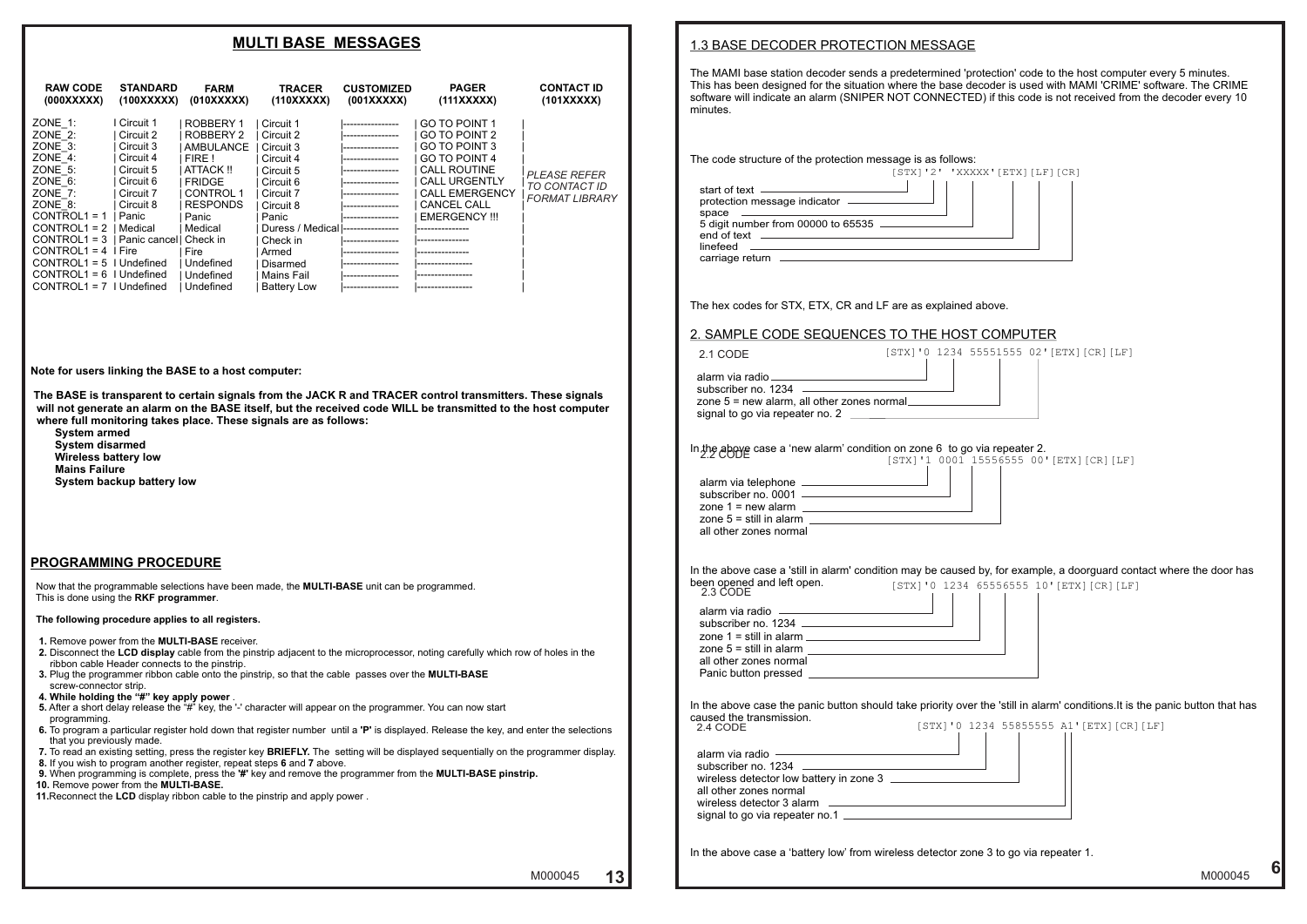## MULTI BASE MESSAGES

| RAW CODE (000XXXXX) | STANDARD (100XXXXX) | FARM (010XXXXX) | TRACER (110XXXXX) | CUSTOMIZED (001XXXXX) | PAGER (111XXXXX) | CONTACT ID (101XXXXX) |
|---|---|---|---|---|---|---|
| ZONE_1: | Circuit 1 | ROBBERY 1 | Circuit 1 | ---------------- | GO TO POINT 1 | |
| ZONE_2: | Circuit 2 | ROBBERY 2 | Circuit 2 | ---------------- | GO TO POINT 2 | |
| ZONE_3: | Circuit 3 | AMBULANCE | Circuit 3 | ---------------- | GO TO POINT 3 | |
| ZONE_4: | Circuit 4 | FIRE ! | Circuit 4 | ---------------- | GO TO POINT 4 | |
| ZONE_5: | Circuit 5 | ATTACK !! | Circuit 5 | ---------------- | CALL ROUTINE | *PLEASE REFER TO CONTACT ID FORMAT LIBRARY* |
| ZONE_6: | Circuit 6 | FRIDGE | Circuit 6 | ---------------- | CALL URGENTLY | |
| ZONE_7: | Circuit 7 | CONTROL 1 | Circuit 7 | ---------------- | CALL EMERGENCY | |
| ZONE_8: | Circuit 8 | RESPONDS | Circuit 8 | ---------------- | CANCEL CALL | |
| CONTROL1 = 1 | Panic | Panic | Panic | ---------------- | EMERGENCY !!! | |
| CONTROL1 = 2 | Medical | Medical | Duress / Medical | ---------------- | --------------- | |
| CONTROL1 = 3 | Panic cancel | Check in | Check in | ---------------- | --------------- | |
| CONTROL1 = 4 | Fire | Fire | Armed | ---------------- | --------------- | |
| CONTROL1 = 5 | Undefined | Undefined | Disarmed | ---------------- | ---------------- | |
| CONTROL1 = 6 | Undefined | Undefined | Mains Fail | ---------------- | ---------------- | |
| CONTROL1 = 7 | Undefined | Undefined | Battery Low | ---------------- | ---------------- | |

**Note for users linking the BASE to a host computer:**

**The BASE is transparent to certain signals from the JACK R and TRACER control transmitters. These signals will not generate an alarm on the BASE itself, but the received code WILL be transmitted to the host computer where full monitoring takes place. These signals are as follows:**

- **System armed**
- **System disarmed**
- **Wireless battery low**
- **Mains Failure**
- **System backup battery low**

## PROGRAMMING PROCEDURE

Now that the programmable selections have been made, the **MULTI-BASE** unit can be programmed.
This is done using the **RKF programmer**.

**The following procedure applies to all registers.**

1. Remove power from the **MULTI-BASE** receiver.
2. Disconnect the **LCD display** cable from the pinstrip adjacent to the microprocessor, noting carefully which row of holes in the ribbon cable Header connects to the pinstrip.
3. Plug the programmer ribbon cable onto the pinstrip, so that the cable passes over the **MULTI-BASE** screw-connector strip.
4. **While holding the "#" key apply power** .
5. After a short delay release the "#" key, the '-' character will appear on the programmer. You can now start programming.
6. To program a particular register hold down that register number until a **'P'** is displayed. Release the key, and enter the selections that you previously made.
7. To read an existing setting, press the register key **BRIEFLY.** The setting will be displayed sequentially on the programmer display.
8. If you wish to program another register, repeat steps **6** and **7** above.
9. When programming is complete, press the **'#'** key and remove the programmer from the **MULTI-BASE pinstrip.**
10. Remove power from the **MULTI-BASE.**
11. Reconnect the **LCD** display ribbon cable to the pinstrip and apply power .

### 1.3 BASE DECODER PROTECTION MESSAGE

The MAMI base station decoder sends a predetermined 'protection' code to the host computer every 5 minutes. This has been designed for the situation where the base decoder is used with MAMI 'CRIME' software. The CRIME software will indicate an alarm (SNIPER NOT CONNECTED) if this code is not received from the decoder every 10 minutes.

The code structure of the protection message is as follows:

```
[STX]'2' 'XXXXX'[ETX][LF][CR]
```

- start of text
- protection message indicator
- space
- 5 digit number from 00000 to 65535
- end of text
- linefeed
- carriage return

The hex codes for STX, ETX, CR and LF are as explained above.

## 2. SAMPLE CODE SEQUENCES TO THE HOST COMPUTER

2.1 CODE

```
[STX]'0 1234 55551555 02'[ETX][CR][LF]
```

- alarm via radio
- subscriber no. 1234
- zone 5 = new alarm, all other zones normal
- signal to go via repeater no. 2

In the above case a 'new alarm' condition on zone 6 to go via repeater 2.

2.2 CODE

```
[STX]'1 0001 15556555 00'[ETX][CR][LF]
```

- alarm via telephone
- subscriber no. 0001
- zone 1 = new alarm
- zone 5 = still in alarm
- all other zones normal

In the above case a 'still in alarm' condition may be caused by, for example, a doorguard contact where the door has been opened and left open.

2.3 CODE

```
[STX]'0 1234 65556555 10'[ETX][CR][LF]
```

- alarm via radio
- subscriber no. 1234
- zone 1 = still in alarm
- zone 5 = still in alarm
- all other zones normal
- Panic button pressed

In the above case the panic button should take priority over the 'still in alarm' conditions.It is the panic button that has caused the transmission.

2.4 CODE

```
[STX]'0 1234 55855555 A1'[ETX][CR][LF]
```

- alarm via radio
- subscriber no. 1234
- wireless detector low battery in zone 3
- all other zones normal
- wireless detector 3 alarm
- signal to go via repeater no.1

In the above case a 'battery low' from wireless detector zone 3 to go via repeater 1.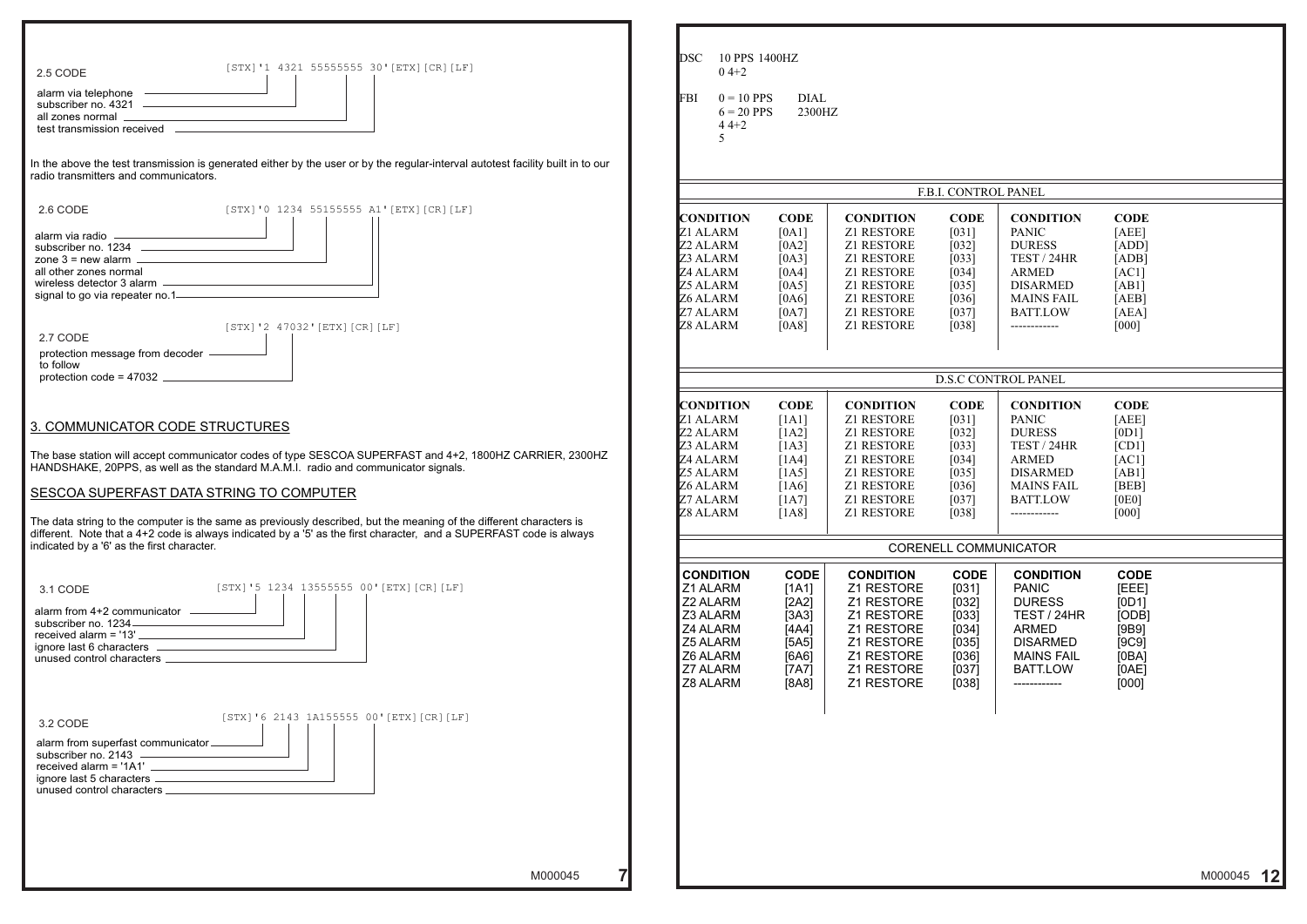2.5 CODE

```
[STX]'1 4321 55555555 30'[ETX][CR][LF]
```

- alarm via telephone
- subscriber no. 4321
- all zones normal
- test transmission received

In the above the test transmission is generated either by the user or by the regular-interval autotest facility built in to our radio transmitters and communicators.

2.6 CODE

```
[STX]'0 1234 55155555 A1'[ETX][CR][LF]
```

- alarm via radio
- subscriber no. 1234
- zone 3 = new alarm
- all other zones normal
- wireless detector 3 alarm
- signal to go via repeater no.1

2.7 CODE

```
[STX]'2 47032'[ETX][CR][LF]
```

- protection message from decoder to follow
- protection code = 47032

## 3. COMMUNICATOR CODE STRUCTURES

The base station will accept communicator codes of type SESCOA SUPERFAST and 4+2, 1800HZ CARRIER, 2300HZ HANDSHAKE, 20PPS, as well as the standard M.A.M.I. radio and communicator signals.

### SESCOA SUPERFAST DATA STRING TO COMPUTER

The data string to the computer is the same as previously described, but the meaning of the different characters is different. Note that a 4+2 code is always indicated by a '5' as the first character, and a SUPERFAST code is always indicated by a '6' as the first character.

3.1 CODE

```
[STX]'5 1234 13555555 00'[ETX][CR][LF]
```

- alarm from 4+2 communicator
- subscriber no. 1234
- received alarm = '13'
- ignore last 6 characters
- unused control characters

3.2 CODE

```
[STX]'6 2143 1A155555 00'[ETX][CR][LF]
```

- alarm from superfast communicator
- subscriber no. 2143
- received alarm = '1A1'
- ignore last 5 characters
- unused control characters

DSC 10 PPS 1400HZ
0 4+2

FBI 0 = 10 PPS DIAL
6 = 20 PPS 2300HZ
4 4+2
5

F.B.I. CONTROL PANEL

| CONDITION | CODE | CONDITION | CODE | CONDITION | CODE |
|---|---|---|---|---|---|
| Z1 ALARM | [0A1] | Z1 RESTORE | [031] | PANIC | [AEE] |
| Z2 ALARM | [0A2] | Z1 RESTORE | [032] | DURESS | [ADD] |
| Z3 ALARM | [0A3] | Z1 RESTORE | [033] | TEST / 24HR | [ADB] |
| Z4 ALARM | [0A4] | Z1 RESTORE | [034] | ARMED | [AC1] |
| Z5 ALARM | [0A5] | Z1 RESTORE | [035] | DISARMED | [AB1] |
| Z6 ALARM | [0A6] | Z1 RESTORE | [036] | MAINS FAIL | [AEB] |
| Z7 ALARM | [0A7] | Z1 RESTORE | [037] | BATT.LOW | [AEA] |
| Z8 ALARM | [0A8] | Z1 RESTORE | [038] | ------------ | [000] |

D.S.C CONTROL PANEL

| CONDITION | CODE | CONDITION | CODE | CONDITION | CODE |
|---|---|---|---|---|---|
| Z1 ALARM | [1A1] | Z1 RESTORE | [031] | PANIC | [AEE] |
| Z2 ALARM | [1A2] | Z1 RESTORE | [032] | DURESS | [0D1] |
| Z3 ALARM | [1A3] | Z1 RESTORE | [033] | TEST / 24HR | [CD1] |
| Z4 ALARM | [1A4] | Z1 RESTORE | [034] | ARMED | [AC1] |
| Z5 ALARM | [1A5] | Z1 RESTORE | [035] | DISARMED | [AB1] |
| Z6 ALARM | [1A6] | Z1 RESTORE | [036] | MAINS FAIL | [BEB] |
| Z7 ALARM | [1A7] | Z1 RESTORE | [037] | BATT.LOW | [0E0] |
| Z8 ALARM | [1A8] | Z1 RESTORE | [038] | ------------ | [000] |

CORENELL COMMUNICATOR

| CONDITION | CODE | CONDITION | CODE | CONDITION | CODE |
|---|---|---|---|---|---|
| Z1 ALARM | [1A1] | Z1 RESTORE | [031] | PANIC | [EEE] |
| Z2 ALARM | [2A2] | Z1 RESTORE | [032] | DURESS | [0D1] |
| Z3 ALARM | [3A3] | Z1 RESTORE | [033] | TEST / 24HR | [ODB] |
| Z4 ALARM | [4A4] | Z1 RESTORE | [034] | ARMED | [9B9] |
| Z5 ALARM | [5A5] | Z1 RESTORE | [035] | DISARMED | [9C9] |
| Z6 ALARM | [6A6] | Z1 RESTORE | [036] | MAINS FAIL | [0BA] |
| Z7 ALARM | [7A7] | Z1 RESTORE | [037] | BATT.LOW | [0AE] |
| Z8 ALARM | [8A8] | Z1 RESTORE | [038] | ------------ | [000] |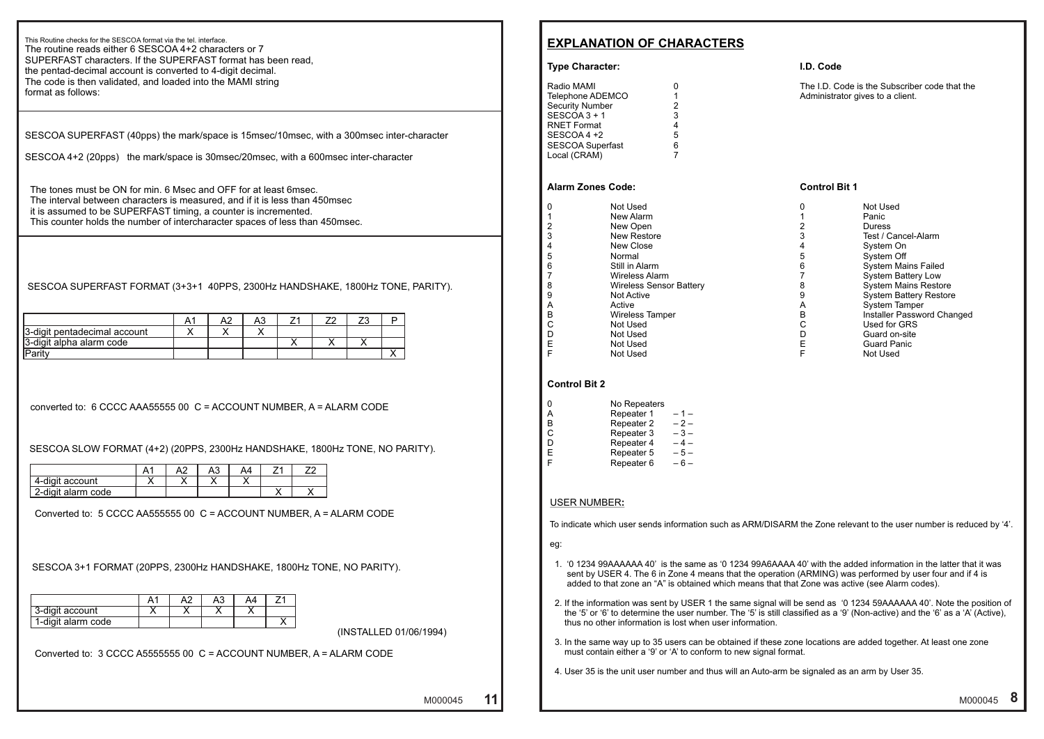This Routine checks for the SESCOA format via the tel. interface.
The routine reads either 6 SESCOA 4+2 characters or 7 SUPERFAST characters. If the SUPERFAST format has been read, the pentad-decimal account is converted to 4-digit decimal. The code is then validated, and loaded into the MAMI string format as follows:

SESCOA SUPERFAST (40pps) the mark/space is 15msec/10msec, with a 300msec inter-character

SESCOA 4+2 (20pps) the mark/space is 30msec/20msec, with a 600msec inter-character

The tones must be ON for min. 6 Msec and OFF for at least 6msec.
The interval between characters is measured, and if it is less than 450msec it is assumed to be SUPERFAST timing, a counter is incremented.
This counter holds the number of intercharacter spaces of less than 450msec.

SESCOA SUPERFAST FORMAT (3+3+1 40PPS, 2300Hz HANDSHAKE, 1800Hz TONE, PARITY).

| | A1 | A2 | A3 | Z1 | Z2 | Z3 | P |
|---|---|---|---|---|---|---|---|
| 3-digit pentadecimal account | X | X | X | | | | |
| 3-digit alpha alarm code | | | | X | X | X | |
| Parity | | | | | | | X |

converted to: 6 CCCC AAA55555 00 C = ACCOUNT NUMBER, A = ALARM CODE

SESCOA SLOW FORMAT (4+2) (20PPS, 2300Hz HANDSHAKE, 1800Hz TONE, NO PARITY).

| | A1 | A2 | A3 | A4 | Z1 | Z2 |
|---|---|---|---|---|---|---|
| 4-digit account | X | X | X | X | | |
| 2-digit alarm code | | | | | X | X |

Converted to: 5 CCCC AA555555 00 C = ACCOUNT NUMBER, A = ALARM CODE

SESCOA 3+1 FORMAT (20PPS, 2300Hz HANDSHAKE, 1800Hz TONE, NO PARITY).

| | A1 | A2 | A3 | A4 | Z1 |
|---|---|---|---|---|---|
| 3-digit account | X | X | X | X | |
| 1-digit alarm code | | | | | X |

(INSTALLED 01/06/1994)

Converted to: 3 CCCC A5555555 00 C = ACCOUNT NUMBER, A = ALARM CODE

M000045

## EXPLANATION OF CHARACTERS

**Type Character:**

| | |
|---|---|
| Radio MAMI | 0 |
| Telephone ADEMCO | 1 |
| Security Number | 2 |
| SESCOA 3 + 1 | 3 |
| RNET Format | 4 |
| SESCOA 4 +2 | 5 |
| SESCOA Superfast | 6 |
| Local (CRAM) | 7 |

**I.D. Code**

The I.D. Code is the Subscriber code that the Administrator gives to a client.

**Alarm Zones Code:**

| | |
|---|---|
| 0 | Not Used |
| 1 | New Alarm |
| 2 | New Open |
| 3 | New Restore |
| 4 | New Close |
| 5 | Normal |
| 6 | Still in Alarm |
| 7 | Wireless Alarm |
| 8 | Wireless Sensor Battery |
| 9 | Not Active |
| A | Active |
| B | Wireless Tamper |
| C | Not Used |
| D | Not Used |
| E | Not Used |
| F | Not Used |

**Control Bit 1**

| | |
|---|---|
| 0 | Not Used |
| 1 | Panic |
| 2 | Duress |
| 3 | Test / Cancel-Alarm |
| 4 | System On |
| 5 | System Off |
| 6 | System Mains Failed |
| 7 | System Battery Low |
| 8 | System Mains Restore |
| 9 | System Battery Restore |
| A | System Tamper |
| B | Installer Password Changed |
| C | Used for GRS |
| D | Guard on-site |
| E | Guard Panic |
| F | Not Used |

**Control Bit 2**

| | | |
|---|---|---|
| 0 | No Repeaters | |
| A | Repeater 1 | – 1 – |
| B | Repeater 2 | – 2 – |
| C | Repeater 3 | – 3 – |
| D | Repeater 4 | – 4 – |
| E | Repeater 5 | – 5 – |
| F | Repeater 6 | – 6 – |

USER NUMBER**:**

To indicate which user sends information such as ARM/DISARM the Zone relevant to the user number is reduced by '4'.

eg:

1. '0 1234 99AAAAAA 40' is the same as '0 1234 99A6AAAA 40' with the added information in the latter that it was sent by USER 4. The 6 in Zone 4 means that the operation (ARMING) was performed by user four and if 4 is added to that zone an "A" is obtained which means that that Zone was active (see Alarm codes).
2. If the information was sent by USER 1 the same signal will be send as '0 1234 59AAAAAA 40'. Note the position of the '5' or '6' to determine the user number. The '5' is still classified as a '9' (Non-active) and the '6' as a 'A' (Active), thus no other information is lost when user information.
3. In the same way up to 35 users can be obtained if these zone locations are added together. At least one zone must contain either a '9' or 'A' to conform to new signal format.
4. User 35 is the unit user number and thus will an Auto-arm be signaled as an arm by User 35.

M000045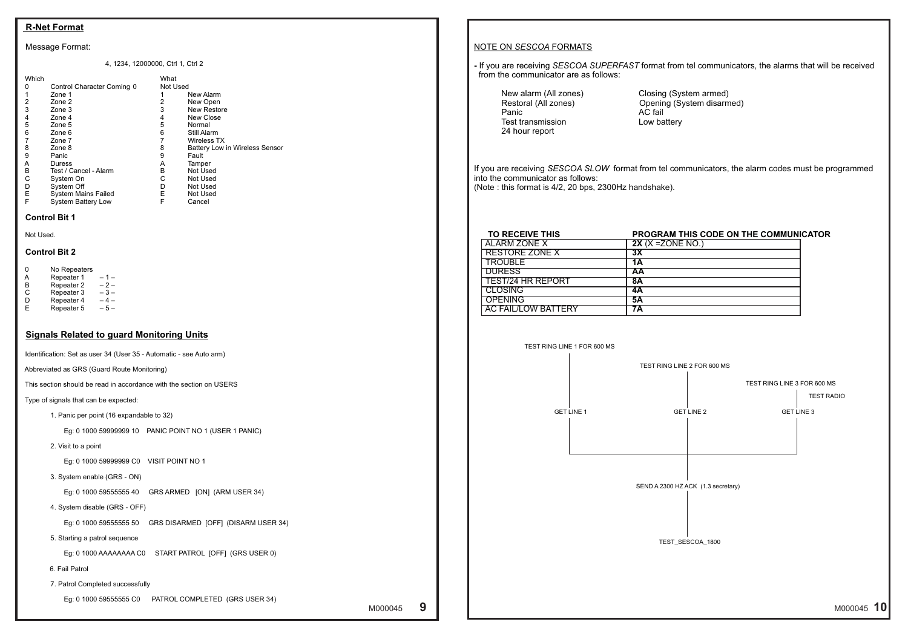## R-Net Format

Message Format:

4, 1234, 12000000, Ctrl 1, Ctrl 2

| Which | | What | |
|---|---|---|---|
| 0 | Control Character Coming 0 | Not Used | |
| 1 | Zone 1 | 1 | New Alarm |
| 2 | Zone 2 | 2 | New Open |
| 3 | Zone 3 | 3 | New Restore |
| 4 | Zone 4 | 4 | New Close |
| 5 | Zone 5 | 5 | Normal |
| 6 | Zone 6 | 6 | Still Alarm |
| 7 | Zone 7 | 7 | Wireless TX |
| 8 | Zone 8 | 8 | Battery Low in Wireless Sensor |
| 9 | Panic | 9 | Fault |
| A | Duress | A | Tamper |
| B | Test / Cancel - Alarm | B | Not Used |
| C | System On | C | Not Used |
| D | System Off | D | Not Used |
| E | System Mains Failed | E | Not Used |
| F | System Battery Low | F | Cancel |

### Control Bit 1

Not Used.

### Control Bit 2

| | | |
|---|---|---|
| 0 | No Repeaters | |
| A | Repeater 1 | – 1 – |
| B | Repeater 2 | – 2 – |
| C | Repeater 3 | – 3 – |
| D | Repeater 4 | – 4 – |
| E | Repeater 5 | – 5 – |

## Signals Related to guard Monitoring Units

Identification: Set as user 34 (User 35 - Automatic - see Auto arm)

Abbreviated as GRS (Guard Route Monitoring)

This section should be read in accordance with the section on USERS

Type of signals that can be expected:

1. Panic per point (16 expandable to 32)

   Eg: 0 1000 59999999 10 PANIC POINT NO 1 (USER 1 PANIC)

2. Visit to a point

   Eg: 0 1000 59999999 C0 VISIT POINT NO 1

3. System enable (GRS - ON)

   Eg: 0 1000 59555555 40 GRS ARMED [ON] (ARM USER 34)

4. System disable (GRS - OFF)

   Eg: 0 1000 59555555 50 GRS DISARMED [OFF] (DISARM USER 34)

5. Starting a patrol sequence

   Eg: 0 1000 AAAAAAAA C0 START PATROL [OFF] (GRS USER 0)

6. Fail Patrol

7. Patrol Completed successfully

   Eg: 0 1000 59555555 C0 PATROL COMPLETED (GRS USER 34)

NOTE ON *SESCOA* FORMATS

- If you are receiving *SESCOA SUPERFAST* format from tel communicators, the alarms that will be received from the communicator are as follows:

| | |
|---|---|
| New alarm (All zones) | Closing (System armed) |
| Restoral (All zones) | Opening (System disarmed) |
| Panic | AC fail |
| Test transmission | Low battery |
| 24 hour report | |

If you are receiving *SESCOA SLOW* format from tel communicators, the alarm codes must be programmed into the communicator as follows:
(Note : this format is 4/2, 20 bps, 2300Hz handshake).

| TO RECEIVE THIS | PROGRAM THIS CODE ON THE COMMUNICATOR |
|---|---|
| ALARM ZONE X | **2X** (X =ZONE NO.) |
| RESTORE ZONE X | **3X** |
| TROUBLE | **1A** |
| DURESS | **AA** |
| TEST/24 HR REPORT | **8A** |
| CLOSING | **4A** |
| OPENING | **5A** |
| AC FAIL/LOW BATTERY | **7A** |

TEST RING LINE 1 FOR 600 MS

TEST RING LINE 2 FOR 600 MS

TEST RING LINE 3 FOR 600 MS

TEST RADIO

GET LINE 1

GET LINE 2

GET LINE 3

SEND A 2300 HZ ACK (1.3 secretary)

TEST_SESCOA_1800